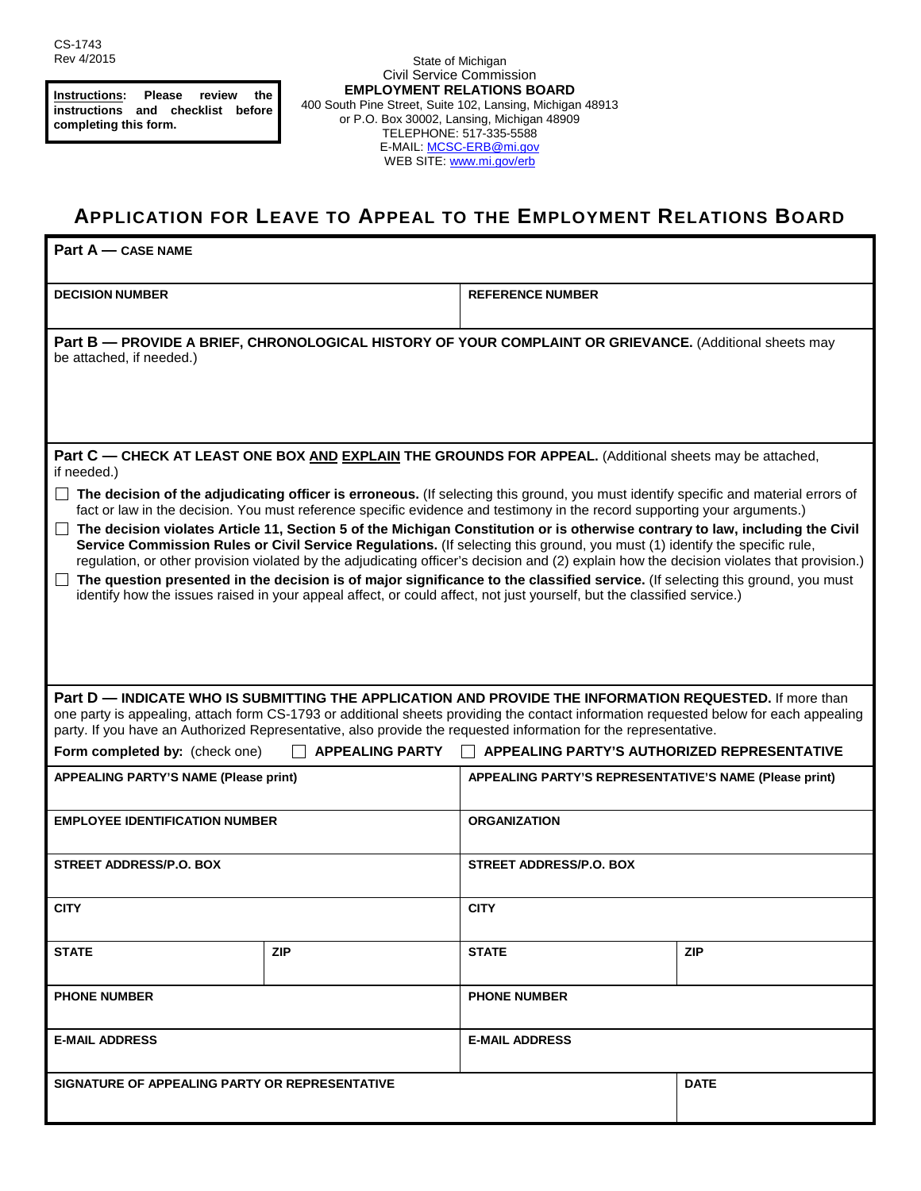CS-1743
Rev 4/2015

**Instructions: Please review the instructions and checklist before completing this form.**

State of Michigan
Civil Service Commission
**EMPLOYMENT RELATIONS BOARD**
400 South Pine Street, Suite 102, Lansing, Michigan 48913
or P.O. Box 30002, Lansing, Michigan 48909
TELEPHONE: 517-335-5588
E-MAIL: MCSC-ERB@mi.gov
WEB SITE: www.mi.gov/erb

# APPLICATION FOR LEAVE TO APPEAL TO THE EMPLOYMENT RELATIONS BOARD

**Part A — CASE NAME**

| **DECISION NUMBER** | **REFERENCE NUMBER** |
|---|---|
| | |

**Part B — PROVIDE A BRIEF, CHRONOLOGICAL HISTORY OF YOUR COMPLAINT OR GRIEVANCE.** (Additional sheets may be attached, if needed.)

**Part C — CHECK AT LEAST ONE BOX AND EXPLAIN THE GROUNDS FOR APPEAL.** (Additional sheets may be attached, if needed.)

- ☐ **The decision of the adjudicating officer is erroneous.** (If selecting this ground, you must identify specific and material errors of fact or law in the decision. You must reference specific evidence and testimony in the record supporting your arguments.)
- ☐ **The decision violates Article 11, Section 5 of the Michigan Constitution or is otherwise contrary to law, including the Civil Service Commission Rules or Civil Service Regulations.** (If selecting this ground, you must (1) identify the specific rule, regulation, or other provision violated by the adjudicating officer's decision and (2) explain how the decision violates that provision.)
- ☐ **The question presented in the decision is of major significance to the classified service.** (If selecting this ground, you must identify how the issues raised in your appeal affect, or could affect, not just yourself, but the classified service.)

**Part D — INDICATE WHO IS SUBMITTING THE APPLICATION AND PROVIDE THE INFORMATION REQUESTED.** If more than one party is appealing, attach form CS-1793 or additional sheets providing the contact information requested below for each appealing party. If you have an Authorized Representative, also provide the requested information for the representative.

**Form completed by:** (check one) ☐ **APPEALING PARTY** ☐ **APPEALING PARTY'S AUTHORIZED REPRESENTATIVE**

| **APPEALING PARTY'S NAME (Please print)** | | **APPEALING PARTY'S REPRESENTATIVE'S NAME (Please print)** | |
|---|---|---|---|
| **EMPLOYEE IDENTIFICATION NUMBER** | | **ORGANIZATION** | |
| **STREET ADDRESS/P.O. BOX** | | **STREET ADDRESS/P.O. BOX** | |
| **CITY** | | **CITY** | |
| **STATE** | **ZIP** | **STATE** | **ZIP** |
| **PHONE NUMBER** | | **PHONE NUMBER** | |
| **E-MAIL ADDRESS** | | **E-MAIL ADDRESS** | |
| **SIGNATURE OF APPEALING PARTY OR REPRESENTATIVE** | | | **DATE** |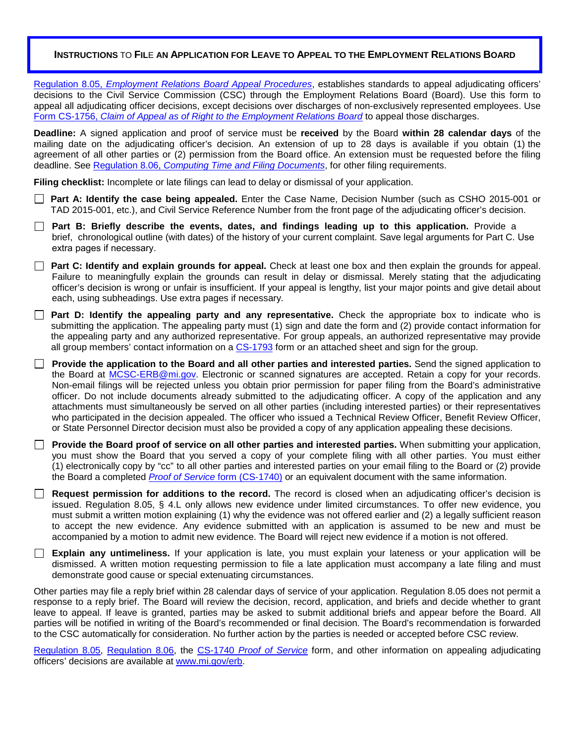## INSTRUCTIONS TO FILE AN APPLICATION FOR LEAVE TO APPEAL TO THE EMPLOYMENT RELATIONS BOARD

Regulation 8.05, *Employment Relations Board Appeal Procedures*, establishes standards to appeal adjudicating officers' decisions to the Civil Service Commission (CSC) through the Employment Relations Board (Board). Use this form to appeal all adjudicating officer decisions, except decisions over discharges of non-exclusively represented employees. Use Form CS-1756, *Claim of Appeal as of Right to the Employment Relations Board* to appeal those discharges.

**Deadline:** A signed application and proof of service must be **received** by the Board **within 28 calendar days** of the mailing date on the adjudicating officer's decision. An extension of up to 28 days is available if you obtain (1) the agreement of all other parties or (2) permission from the Board office. An extension must be requested before the filing deadline. See Regulation 8.06, *Computing Time and Filing Documents*, for other filing requirements.

**Filing checklist:** Incomplete or late filings can lead to delay or dismissal of your application.

- ☐ **Part A: Identify the case being appealed.** Enter the Case Name, Decision Number (such as CSHO 2015-001 or TAD 2015-001, etc.), and Civil Service Reference Number from the front page of the adjudicating officer's decision.
- ☐ **Part B: Briefly describe the events, dates, and findings leading up to this application.** Provide a brief, chronological outline (with dates) of the history of your current complaint. Save legal arguments for Part C. Use extra pages if necessary.
- ☐ **Part C: Identify and explain grounds for appeal.** Check at least one box and then explain the grounds for appeal. Failure to meaningfully explain the grounds can result in delay or dismissal. Merely stating that the adjudicating officer's decision is wrong or unfair is insufficient. If your appeal is lengthy, list your major points and give detail about each, using subheadings. Use extra pages if necessary.
- ☐ **Part D: Identify the appealing party and any representative.** Check the appropriate box to indicate who is submitting the application. The appealing party must (1) sign and date the form and (2) provide contact information for the appealing party and any authorized representative. For group appeals, an authorized representative may provide all group members' contact information on a CS-1793 form or an attached sheet and sign for the group.
- ☐ **Provide the application to the Board and all other parties and interested parties.** Send the signed application to the Board at MCSC-ERB@mi.gov. Electronic or scanned signatures are accepted. Retain a copy for your records. Non-email filings will be rejected unless you obtain prior permission for paper filing from the Board's administrative officer. Do not include documents already submitted to the adjudicating officer. A copy of the application and any attachments must simultaneously be served on all other parties (including interested parties) or their representatives who participated in the decision appealed. The officer who issued a Technical Review Officer, Benefit Review Officer, or State Personnel Director decision must also be provided a copy of any application appealing these decisions.
- ☐ **Provide the Board proof of service on all other parties and interested parties.** When submitting your application, you must show the Board that you served a copy of your complete filing with all other parties. You must either (1) electronically copy by "cc" to all other parties and interested parties on your email filing to the Board or (2) provide the Board a completed *Proof of Service* form (CS-1740) or an equivalent document with the same information.
- ☐ **Request permission for additions to the record.** The record is closed when an adjudicating officer's decision is issued. Regulation 8.05, § 4.L only allows new evidence under limited circumstances. To offer new evidence, you must submit a written motion explaining (1) why the evidence was not offered earlier and (2) a legally sufficient reason to accept the new evidence. Any evidence submitted with an application is assumed to be new and must be accompanied by a motion to admit new evidence. The Board will reject new evidence if a motion is not offered.
- ☐ **Explain any untimeliness.** If your application is late, you must explain your lateness or your application will be dismissed. A written motion requesting permission to file a late application must accompany a late filing and must demonstrate good cause or special extenuating circumstances.

Other parties may file a reply brief within 28 calendar days of service of your application. Regulation 8.05 does not permit a response to a reply brief. The Board will review the decision, record, application, and briefs and decide whether to grant leave to appeal. If leave is granted, parties may be asked to submit additional briefs and appear before the Board. All parties will be notified in writing of the Board's recommended or final decision. The Board's recommendation is forwarded to the CSC automatically for consideration. No further action by the parties is needed or accepted before CSC review.

Regulation 8.05, Regulation 8.06, the CS-1740 *Proof of Service* form, and other information on appealing adjudicating officers' decisions are available at www.mi.gov/erb.